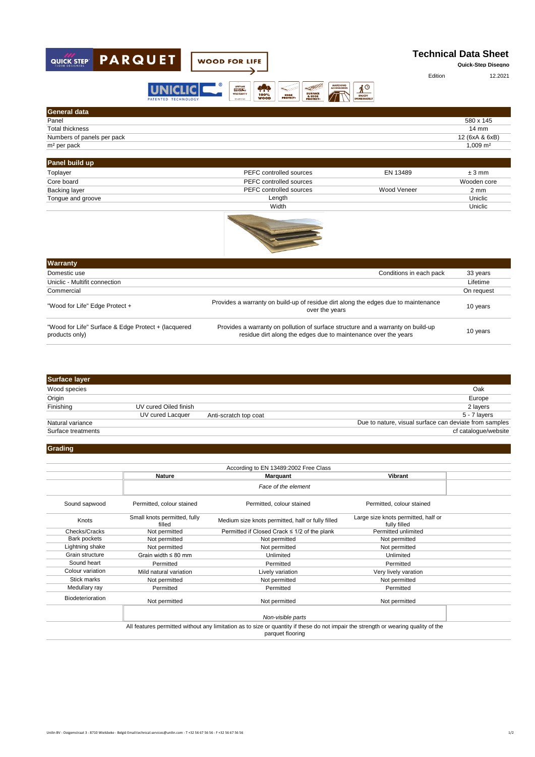QUICK STEP PARQUET — WOOD FOR LIFE

# Technical Data Sheet

**Quick-Step Disegno**

Edition 12.2021

UNICLIC® PATENTED TECHNOLOGY

## General data

| General data | |
|---|---|
| Panel | 580 x 145 |
| Total thickness | 14 mm |
| Numbers of panels per pack | 12 (6xA & 6xB) |
| m² per pack | 1,009 m² |

## Panel build up

| Panel build up | | | |
|---|---|---|---|
| Toplayer | PEFC controlled sources | EN 13489 | ± 3 mm |
| Core board | PEFC controlled sources | | Wooden core |
| Backing layer | PEFC controlled sources | Wood Veneer | 2 mm |
| Tongue and groove | Length | | Uniclic |
| | Width | | Uniclic |

## Warranty

| Warranty | | |
|---|---|---|
| Domestic use | Conditions in each pack | 33 years |
| Uniclic - Multifit connection | | Lifetime |
| Commercial | | On request |
| "Wood for Life" Edge Protect + | Provides a warranty on build-up of residue dirt along the edges due to maintenance over the years | 10 years |
| "Wood for Life" Surface & Edge Protect + (lacquered products only) | Provides a warranty on pollution of surface structure and a warranty on build-up residue dirt along the edges due to maintenance over the years | 10 years |

## Surface layer

| Surface layer | | | |
|---|---|---|---|
| Wood species | | | Oak |
| Origin | | | Europe |
| Finishing | UV cured Oiled finish | | 2 layers |
| | UV cured Lacquer | Anti-scratch top coat | 5 - 7 layers |
| Natural variance | | | Due to nature, visual surface can deviate from samples |
| Surface treatments | | | cf catalogue/website |

## Grading

According to EN 13489:2002 Free Class

| | Nature | Marquant | Vibrant |
|---|---|---|---|
| | | *Face of the element* | |
| Sound sapwood | Permitted, colour stained | Permitted, colour stained | Permitted, colour stained |
| Knots | Small knots permitted, fully filled | Medium size knots permitted, half or fully filled | Large size knots permitted, half or fully filled |
| Checks/Cracks | Not permitted | Permitted if Closed Crack ≤ 1/2 of the plank | Permitted unlimited |
| Bark pockets | Not permitted | Not permitted | Not permitted |
| Lightning shake | Not permitted | Not permitted | Not permitted |
| Grain structure | Grain width ≤ 80 mm | Unlimited | Unlimited |
| Sound heart | Permitted | Permitted | Permitted |
| Colour variation | Mild natural variation | Lively variation | Very lively varation |
| Stick marks | Not permitted | Not permitted | Not permitted |
| Medullary ray | Permitted | Permitted | Permitted |
| Biodeterioration | Not permitted | Not permitted | Not permitted |
| | | *Non-visible parts* | |

All features permitted without any limitation as to size or quantity if these do not impair the strength or wearing quality of the parquet flooring

Unilin BV - Ooigemstraat 3 - 8710 Wielsbeke - België Email:technical.services@unilin.com - T +32 56 67 56 56 - F +32 56 67 56 56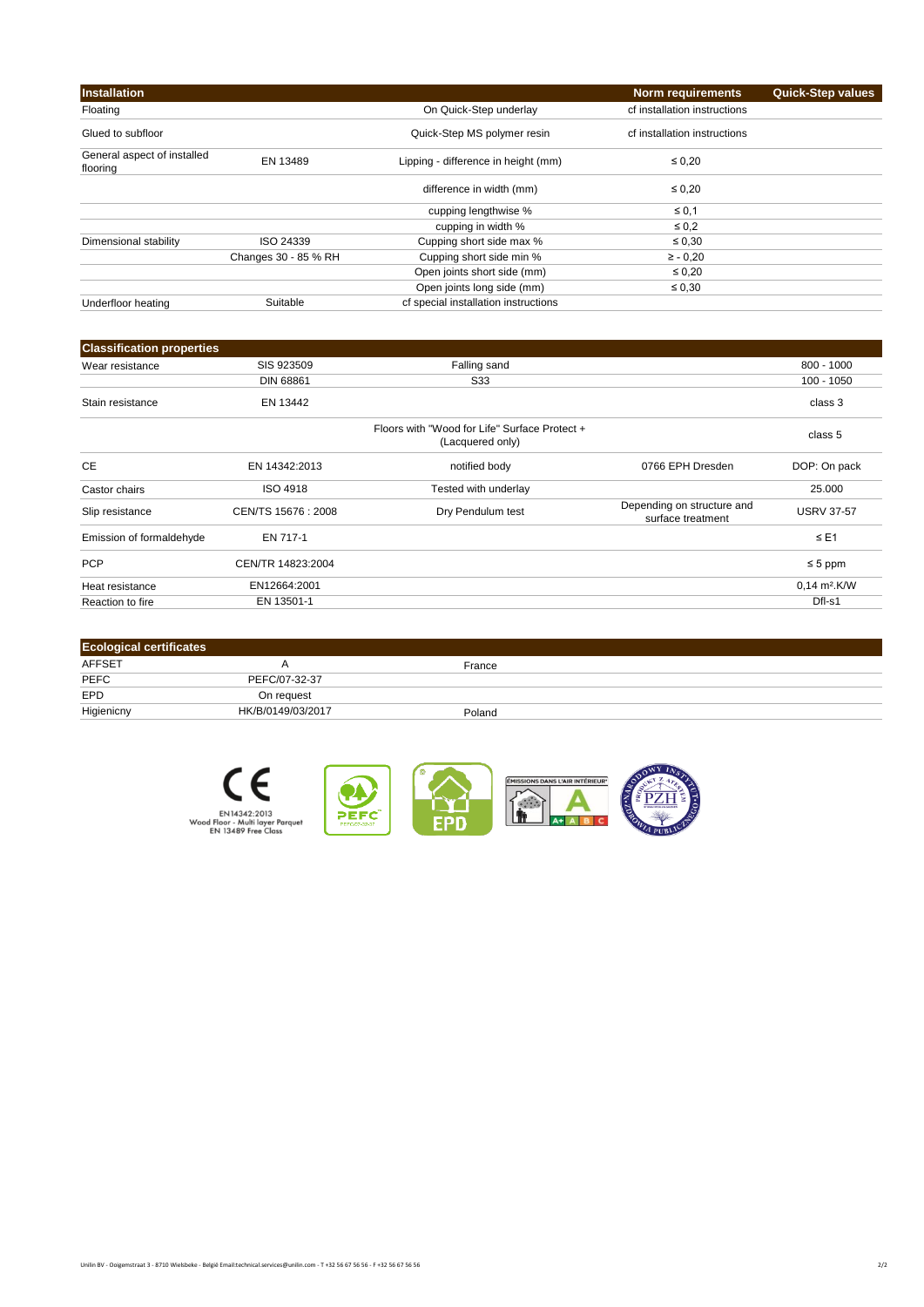| Installation | | | Norm requirements | Quick-Step values |
|---|---|---|---|---|
| Floating | | On Quick-Step underlay | cf installation instructions | |
| Glued to subfloor | | Quick-Step MS polymer resin | cf installation instructions | |
| General aspect of installed flooring | EN 13489 | Lipping - difference in height (mm) | ≤ 0,20 | |
| | | difference in width (mm) | ≤ 0,20 | |
| | | cupping lengthwise % | ≤ 0,1 | |
| | | cupping in width % | ≤ 0,2 | |
| Dimensional stability | ISO 24339 | Cupping short side max % | ≤ 0,30 | |
| | Changes 30 - 85 % RH | Cupping short side min % | ≥ - 0,20 | |
| | | Open joints short side (mm) | ≤ 0,20 | |
| | | Open joints long side (mm) | ≤ 0,30 | |
| Underfloor heating | Suitable | cf special installation instructions | | |

| Classification properties | | | | |
|---|---|---|---|---|
| Wear resistance | SIS 923509 | Falling sand | | 800 - 1000 |
| | DIN 68861 | S33 | | 100 - 1050 |
| Stain resistance | EN 13442 | | | class 3 |
| | | Floors with "Wood for Life" Surface Protect + (Lacquered only) | | class 5 |
| CE | EN 14342:2013 | notified body | 0766 EPH Dresden | DOP: On pack |
| Castor chairs | ISO 4918 | Tested with underlay | | 25.000 |
| Slip resistance | CEN/TS 15676 : 2008 | Dry Pendulum test | Depending on structure and surface treatment | USRV 37-57 |
| Emission of formaldehyde | EN 717-1 | | | ≤ E1 |
| PCP | CEN/TR 14823:2004 | | | ≤ 5 ppm |
| Heat resistance | EN12664:2001 | | | 0,14 $m^2$.K/W |
| Reaction to fire | EN 13501-1 | | | Dfl-s1 |

| Ecological certificates | | |
|---|---|---|
| AFFSET | A | France |
| PEFC | PEFC/07-32-37 | |
| EPD | On request | |
| Higienicny | HK/B/0149/03/2017 | Poland |

EN14342:2013
Wood Floor - Multi layer Parquet
EN 13489 Free Class

Unilin BV - Ooigemstraat 3 - 8710 Wielsbeke - België Email:technical.services@unilin.com - T +32 56 67 56 56 - F +32 56 67 56 56